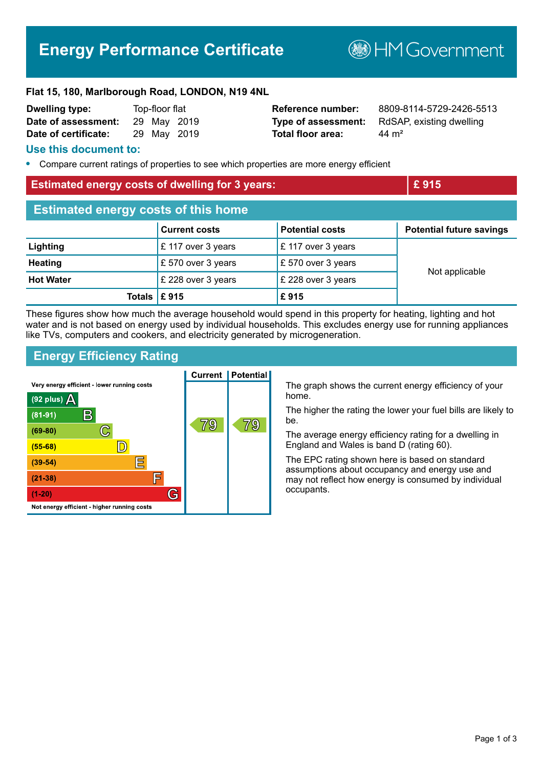# Energy Performance Certificate

HM Government

**Flat 15, 180, Marlborough Road, LONDON, N19 4NL**

| | | | |
|---|---|---|---|
| **Dwelling type:** | Top-floor flat | **Reference number:** | 8809-8114-5729-2426-5513 |
| **Date of assessment:** | 29 May 2019 | **Type of assessment:** | RdSAP, existing dwelling |
| **Date of certificate:** | 29 May 2019 | **Total floor area:** | 44 m² |

## Use this document to:

- Compare current ratings of properties to see which properties are more energy efficient

| **Estimated energy costs of dwelling for 3 years:** | **£ 915** |
|---|---|

## Estimated energy costs of this home

| | Current costs | Potential costs | Potential future savings |
|---|---|---|---|
| **Lighting** | £ 117 over 3 years | £ 117 over 3 years | Not applicable |
| **Heating** | £ 570 over 3 years | £ 570 over 3 years | |
| **Hot Water** | £ 228 over 3 years | £ 228 over 3 years | |
| **Totals** | **£ 915** | **£ 915** | |

These figures show how much the average household would spend in this property for heating, lighting and hot water and is not based on energy used by individual households. This excludes energy use for running appliances like TVs, computers and cookers, and electricity generated by microgeneration.

## Energy Efficiency Rating

| Rating | Current | Potential |
|---|---|---|
| Very energy efficient - lower running costs | | |
| (92 plus) A | | |
| (81-91) B | | |
| (69-80) C | 79 | 79 |
| (55-68) D | | |
| (39-54) E | | |
| (21-38) F | | |
| (1-20) G | | |
| Not energy efficient - higher running costs | | |

The graph shows the current energy efficiency of your home.

The higher the rating the lower your fuel bills are likely to be.

The average energy efficiency rating for a dwelling in England and Wales is band D (rating 60).

The EPC rating shown here is based on standard assumptions about occupancy and energy use and may not reflect how energy is consumed by individual occupants.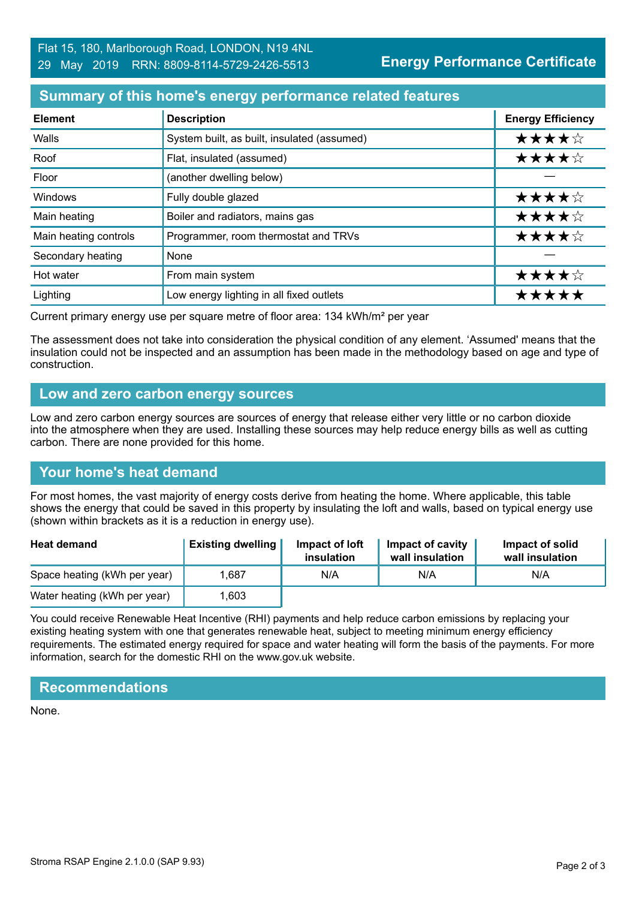Flat 15, 180, Marlborough Road, LONDON, N19 4NL
29 May 2019 RRN: 8809-8114-5729-2426-5513

**Energy Performance Certificate**

## Summary of this home's energy performance related features

| Element | Description | Energy Efficiency |
|---|---|---|
| Walls | System built, as built, insulated (assumed) | ★★★★☆ |
| Roof | Flat, insulated (assumed) | ★★★★☆ |
| Floor | (another dwelling below) | — |
| Windows | Fully double glazed | ★★★★☆ |
| Main heating | Boiler and radiators, mains gas | ★★★★☆ |
| Main heating controls | Programmer, room thermostat and TRVs | ★★★★☆ |
| Secondary heating | None | — |
| Hot water | From main system | ★★★★☆ |
| Lighting | Low energy lighting in all fixed outlets | ★★★★★ |

Current primary energy use per square metre of floor area: 134 kWh/m² per year

The assessment does not take into consideration the physical condition of any element. 'Assumed' means that the insulation could not be inspected and an assumption has been made in the methodology based on age and type of construction.

## Low and zero carbon energy sources

Low and zero carbon energy sources are sources of energy that release either very little or no carbon dioxide into the atmosphere when they are used. Installing these sources may help reduce energy bills as well as cutting carbon. There are none provided for this home.

## Your home's heat demand

For most homes, the vast majority of energy costs derive from heating the home. Where applicable, this table shows the energy that could be saved in this property by insulating the loft and walls, based on typical energy use (shown within brackets as it is a reduction in energy use).

| Heat demand | Existing dwelling | Impact of loft insulation | Impact of cavity wall insulation | Impact of solid wall insulation |
|---|---|---|---|---|
| Space heating (kWh per year) | 1,687 | N/A | N/A | N/A |
| Water heating (kWh per year) | 1,603 | | | |

You could receive Renewable Heat Incentive (RHI) payments and help reduce carbon emissions by replacing your existing heating system with one that generates renewable heat, subject to meeting minimum energy efficiency requirements. The estimated energy required for space and water heating will form the basis of the payments. For more information, search for the domestic RHI on the www.gov.uk website.

## Recommendations

None.

Stroma RSAP Engine 2.1.0.0 (SAP 9.93)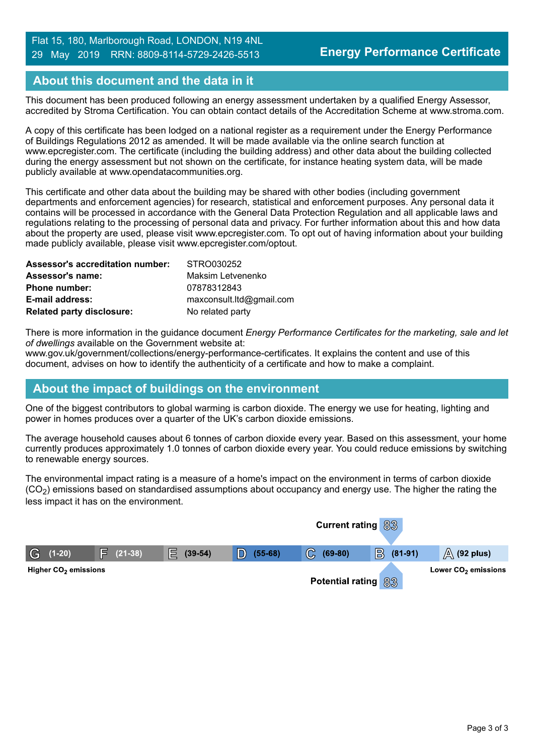Flat 15, 180, Marlborough Road, LONDON, N19 4NL
29 May 2019 RRN: 8809-8114-5729-2426-5513

**Energy Performance Certificate**

## About this document and the data in it

This document has been produced following an energy assessment undertaken by a qualified Energy Assessor, accredited by Stroma Certification. You can obtain contact details of the Accreditation Scheme at www.stroma.com.

A copy of this certificate has been lodged on a national register as a requirement under the Energy Performance of Buildings Regulations 2012 as amended. It will be made available via the online search function at www.epcregister.com. The certificate (including the building address) and other data about the building collected during the energy assessment but not shown on the certificate, for instance heating system data, will be made publicly available at www.opendatacommunities.org.

This certificate and other data about the building may be shared with other bodies (including government departments and enforcement agencies) for research, statistical and enforcement purposes. Any personal data it contains will be processed in accordance with the General Data Protection Regulation and all applicable laws and regulations relating to the processing of personal data and privacy. For further information about this and how data about the property are used, please visit www.epcregister.com. To opt out of having information about your building made publicly available, please visit www.epcregister.com/optout.

| | |
|---|---|
| **Assessor's accreditation number:** | STRO030252 |
| **Assessor's name:** | Maksim Letvenenko |
| **Phone number:** | 07878312843 |
| **E-mail address:** | maxconsult.ltd@gmail.com |
| **Related party disclosure:** | No related party |

There is more information in the guidance document *Energy Performance Certificates for the marketing, sale and let of dwellings* available on the Government website at: www.gov.uk/government/collections/energy-performance-certificates. It explains the content and use of this document, advises on how to identify the authenticity of a certificate and how to make a complaint.

## About the impact of buildings on the environment

One of the biggest contributors to global warming is carbon dioxide. The energy we use for heating, lighting and power in homes produces over a quarter of the UK's carbon dioxide emissions.

The average household causes about 6 tonnes of carbon dioxide every year. Based on this assessment, your home currently produces approximately 1.0 tonnes of carbon dioxide every year. You could reduce emissions by switching to renewable energy sources.

The environmental impact rating is a measure of a home's impact on the environment in terms of carbon dioxide ($CO_2$) emissions based on standardised assumptions about occupancy and energy use. The higher the rating the less impact it has on the environment.

Current rating 83

G (1-20) F (21-38) E (39-54) D (55-68) C (69-80) B (81-91) A (92 plus)

Higher $CO_2$ emissions

Lower $CO_2$ emissions

Potential rating 83